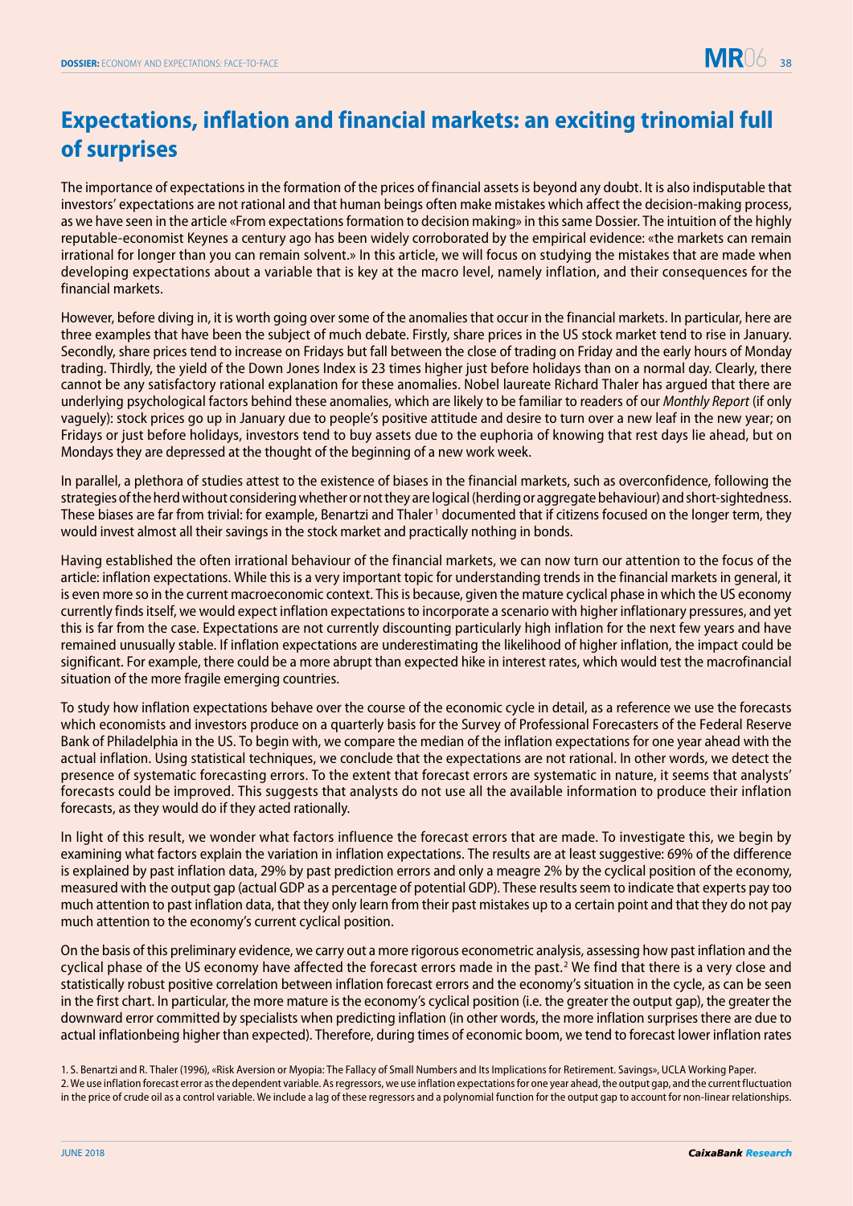# Expectations, inflation and financial markets: an exciting trinomial full of surprises

The importance of expectations in the formation of the prices of financial assets is beyond any doubt. It is also indisputable that investors' expectations are not rational and that human beings often make mistakes which affect the decision-making process, as we have seen in the article «From expectations formation to decision making» in this same Dossier. The intuition of the highly reputable-economist Keynes a century ago has been widely corroborated by the empirical evidence: «the markets can remain irrational for longer than you can remain solvent.» In this article, we will focus on studying the mistakes that are made when developing expectations about a variable that is key at the macro level, namely inflation, and their consequences for the financial markets.

However, before diving in, it is worth going over some of the anomalies that occur in the financial markets. In particular, here are three examples that have been the subject of much debate. Firstly, share prices in the US stock market tend to rise in January. Secondly, share prices tend to increase on Fridays but fall between the close of trading on Friday and the early hours of Monday trading. Thirdly, the yield of the Down Jones Index is 23 times higher just before holidays than on a normal day. Clearly, there cannot be any satisfactory rational explanation for these anomalies. Nobel laureate Richard Thaler has argued that there are underlying psychological factors behind these anomalies, which are likely to be familiar to readers of our *Monthly Report* (if only vaguely): stock prices go up in January due to people's positive attitude and desire to turn over a new leaf in the new year; on Fridays or just before holidays, investors tend to buy assets due to the euphoria of knowing that rest days lie ahead, but on Mondays they are depressed at the thought of the beginning of a new work week.

In parallel, a plethora of studies attest to the existence of biases in the financial markets, such as overconfidence, following the strategies of the herd without considering whether or not they are logical (herding or aggregate behaviour) and short-sightedness. These biases are far from trivial: for example, Benartzi and Thaler [1] documented that if citizens focused on the longer term, they would invest almost all their savings in the stock market and practically nothing in bonds.

Having established the often irrational behaviour of the financial markets, we can now turn our attention to the focus of the article: inflation expectations. While this is a very important topic for understanding trends in the financial markets in general, it is even more so in the current macroeconomic context. This is because, given the mature cyclical phase in which the US economy currently finds itself, we would expect inflation expectations to incorporate a scenario with higher inflationary pressures, and yet this is far from the case. Expectations are not currently discounting particularly high inflation for the next few years and have remained unusually stable. If inflation expectations are underestimating the likelihood of higher inflation, the impact could be significant. For example, there could be a more abrupt than expected hike in interest rates, which would test the macrofinancial situation of the more fragile emerging countries.

To study how inflation expectations behave over the course of the economic cycle in detail, as a reference we use the forecasts which economists and investors produce on a quarterly basis for the Survey of Professional Forecasters of the Federal Reserve Bank of Philadelphia in the US. To begin with, we compare the median of the inflation expectations for one year ahead with the actual inflation. Using statistical techniques, we conclude that the expectations are not rational. In other words, we detect the presence of systematic forecasting errors. To the extent that forecast errors are systematic in nature, it seems that analysts' forecasts could be improved. This suggests that analysts do not use all the available information to produce their inflation forecasts, as they would do if they acted rationally.

In light of this result, we wonder what factors influence the forecast errors that are made. To investigate this, we begin by examining what factors explain the variation in inflation expectations. The results are at least suggestive: 69% of the difference is explained by past inflation data, 29% by past prediction errors and only a meagre 2% by the cyclical position of the economy, measured with the output gap (actual GDP as a percentage of potential GDP). These results seem to indicate that experts pay too much attention to past inflation data, that they only learn from their past mistakes up to a certain point and that they do not pay much attention to the economy's current cyclical position.

On the basis of this preliminary evidence, we carry out a more rigorous econometric analysis, assessing how past inflation and the cyclical phase of the US economy have affected the forecast errors made in the past.[2] We find that there is a very close and statistically robust positive correlation between inflation forecast errors and the economy's situation in the cycle, as can be seen in the first chart. In particular, the more mature is the economy's cyclical position (i.e. the greater the output gap), the greater the downward error committed by specialists when predicting inflation (in other words, the more inflation surprises there are due to actual inflationbeing higher than expected). Therefore, during times of economic boom, we tend to forecast lower inflation rates

1. S. Benartzi and R. Thaler (1996), «Risk Aversion or Myopia: The Fallacy of Small Numbers and Its Implications for Retirement. Savings», UCLA Working Paper.

2. We use inflation forecast error as the dependent variable. As regressors, we use inflation expectations for one year ahead, the output gap, and the current fluctuation in the price of crude oil as a control variable. We include a lag of these regressors and a polynomial function for the output gap to account for non-linear relationships.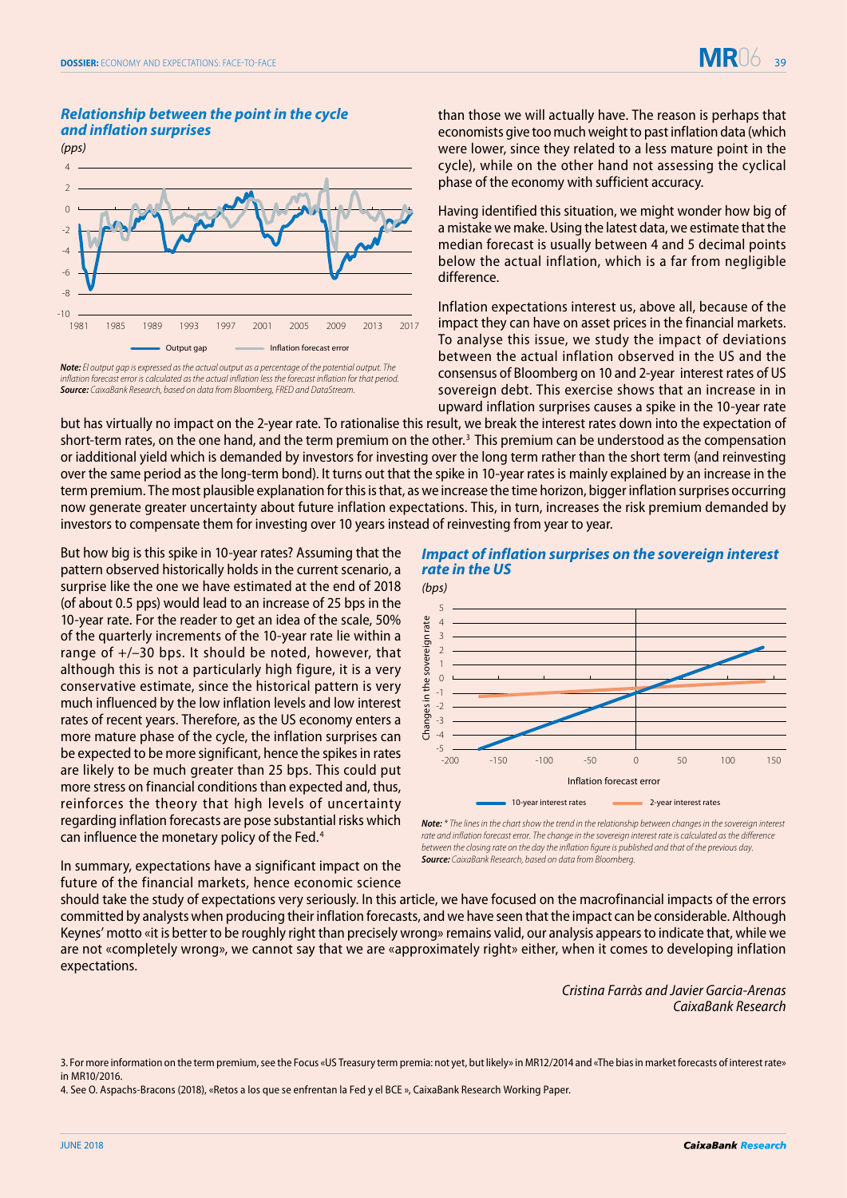### *Relationship between the point in the cycle and inflation surprises*

*(pps)*

4
2
0
-2
-4
-6
-8
-10

1981 1985 1989 1993 1997 2001 2005 2009 2013 2017

Output gap
Inflation forecast error

***Note:*** *El output gap is expressed as the actual output as a percentage of the potential output. The inflation forecast error is calculated as the actual inflation less the forecast inflation for that period.*
***Source:*** *CaixaBank Research, based on data from Bloomberg, FRED and DataStream.*

than those we will actually have. The reason is perhaps that economists give too much weight to past inflation data (which were lower, since they related to a less mature point in the cycle), while on the other hand not assessing the cyclical phase of the economy with sufficient accuracy.

Having identified this situation, we might wonder how big of a mistake we make. Using the latest data, we estimate that the median forecast is usually between 4 and 5 decimal points below the actual inflation, which is a far from negligible difference.

Inflation expectations interest us, above all, because of the impact they can have on asset prices in the financial markets. To analyse this issue, we study the impact of deviations between the actual inflation observed in the US and the consensus of Bloomberg on 10 and 2-year interest rates of US sovereign debt. This exercise shows that an increase in in upward inflation surprises causes a spike in the 10-year rate but has virtually no impact on the 2-year rate. To rationalise this result, we break the interest rates down into the expectation of short-term rates, on the one hand, and the term premium on the other.[3] This premium can be understood as the compensation or iadditional yield which is demanded by investors for investing over the long term rather than the short term (and reinvesting over the same period as the long-term bond). It turns out that the spike in 10-year rates is mainly explained by an increase in the term premium. The most plausible explanation for this is that, as we increase the time horizon, bigger inflation surprises occurring now generate greater uncertainty about future inflation expectations. This, in turn, increases the risk premium demanded by investors to compensate them for investing over 10 years instead of reinvesting from year to year.

But how big is this spike in 10-year rates? Assuming that the pattern observed historically holds in the current scenario, a surprise like the one we have estimated at the end of 2018 (of about 0.5 pps) would lead to an increase of 25 bps in the 10-year rate. For the reader to get an idea of the scale, 50% of the quarterly increments of the 10-year rate lie within a range of +/–30 bps. It should be noted, however, that although this is not a particularly high figure, it is a very conservative estimate, since the historical pattern is very much influenced by the low inflation levels and low interest rates of recent years. Therefore, as the US economy enters a more mature phase of the cycle, the inflation surprises can be expected to be more significant, hence the spikes in rates are likely to be much greater than 25 bps. This could put more stress on financial conditions than expected and, thus, reinforces the theory that high levels of uncertainty regarding inflation forecasts are pose substantial risks which can influence the monetary policy of the Fed.[4]

### *Impact of inflation surprises on the sovereign interest rate in the US*

*(bps)*

Changes in the sovereign interest rate

5
4
3
2
1
0
-1
-2
-3
-4
-5

-200 -150 -100 -50 0 50 100 150

Inflation forecast error

10-year interest rates
2-year interest rates

***Note:*** *\* The lines in the chart show the trend in the relationship between changes in the sovereign interest rate and inflation forecast error. The change in the sovereign interest rate is calculated as the difference between the closing rate on the day the inflation figure is published and that of the previous day.*
***Source:*** *CaixaBank Research, based on data from Bloomberg.*

In summary, expectations have a significant impact on the future of the financial markets, hence economic science should take the study of expectations very seriously. In this article, we have focused on the macrofinancial impacts of the errors committed by analysts when producing their inflation forecasts, and we have seen that the impact can be considerable. Although Keynes' motto «it is better to be roughly right than precisely wrong» remains valid, our analysis appears to indicate that, while we are not «completely wrong», we cannot say that we are «approximately right» either, when it comes to developing inflation expectations.

*Cristina Farràs and Javier Garcia-Arenas*
*CaixaBank Research*

3. For more information on the term premium, see the Focus «US Treasury term premia: not yet, but likely» in MR12/2014 and «The bias in market forecasts of interest rate» in MR10/2016.

4. See O. Aspachs-Bracons (2018), «Retos a los que se enfrentan la Fed y el BCE», CaixaBank Research Working Paper.